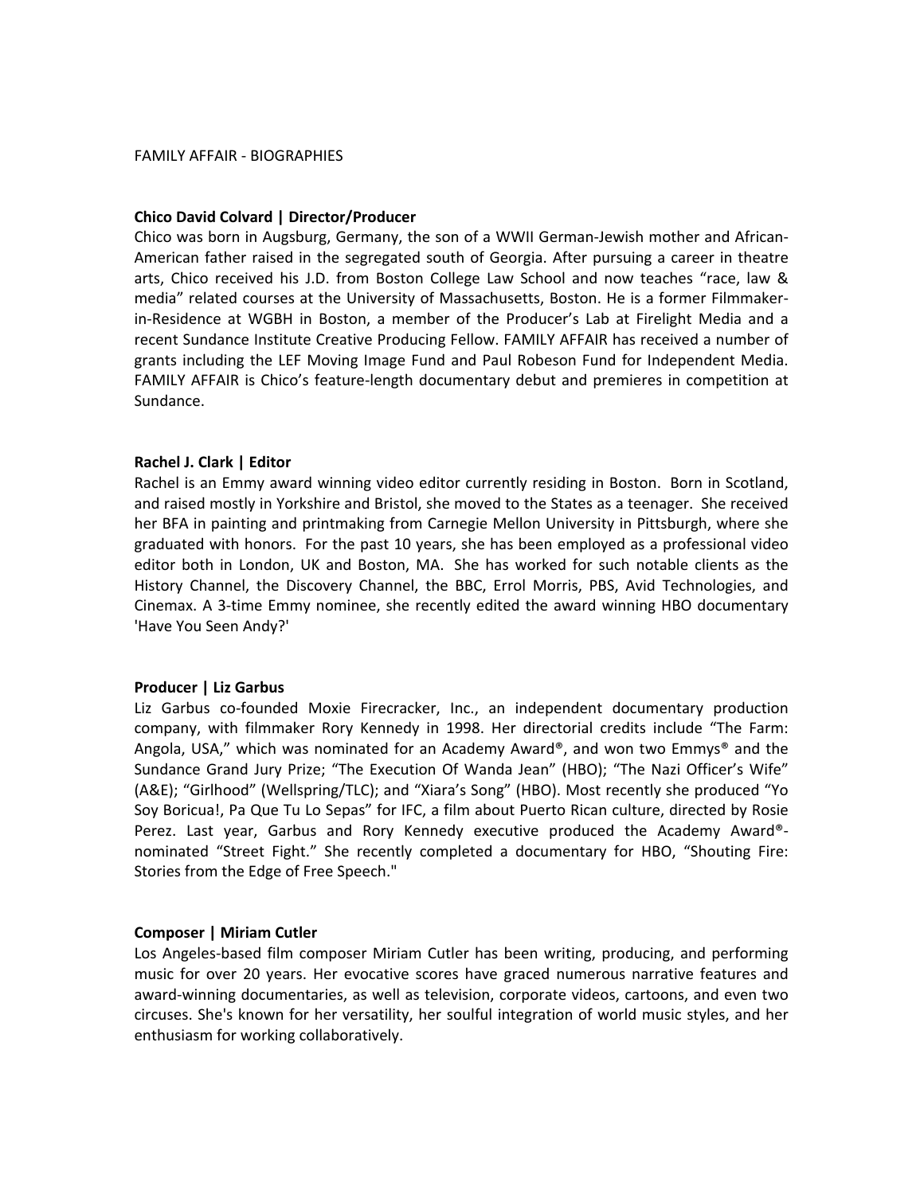FAMILY AFFAIR - BIOGRAPHIES

**Chico David Colvard | Director/Producer**

Chico was born in Augsburg, Germany, the son of a WWII German-Jewish mother and African-American father raised in the segregated south of Georgia. After pursuing a career in theatre arts, Chico received his J.D. from Boston College Law School and now teaches “race, law & media” related courses at the University of Massachusetts, Boston. He is a former Filmmaker-in-Residence at WGBH in Boston, a member of the Producer’s Lab at Firelight Media and a recent Sundance Institute Creative Producing Fellow. FAMILY AFFAIR has received a number of grants including the LEF Moving Image Fund and Paul Robeson Fund for Independent Media. FAMILY AFFAIR is Chico’s feature-length documentary debut and premieres in competition at Sundance.

**Rachel J. Clark | Editor**

Rachel is an Emmy award winning video editor currently residing in Boston. Born in Scotland, and raised mostly in Yorkshire and Bristol, she moved to the States as a teenager. She received her BFA in painting and printmaking from Carnegie Mellon University in Pittsburgh, where she graduated with honors. For the past 10 years, she has been employed as a professional video editor both in London, UK and Boston, MA. She has worked for such notable clients as the History Channel, the Discovery Channel, the BBC, Errol Morris, PBS, Avid Technologies, and Cinemax. A 3-time Emmy nominee, she recently edited the award winning HBO documentary 'Have You Seen Andy?'

**Producer | Liz Garbus**

Liz Garbus co-founded Moxie Firecracker, Inc., an independent documentary production company, with filmmaker Rory Kennedy in 1998. Her directorial credits include “The Farm: Angola, USA,” which was nominated for an Academy Award®, and won two Emmys® and the Sundance Grand Jury Prize; “The Execution Of Wanda Jean” (HBO); “The Nazi Officer’s Wife” (A&E); “Girlhood” (Wellspring/TLC); and “Xiara’s Song” (HBO). Most recently she produced “Yo Soy Boricua!, Pa Que Tu Lo Sepas” for IFC, a film about Puerto Rican culture, directed by Rosie Perez. Last year, Garbus and Rory Kennedy executive produced the Academy Award®-nominated “Street Fight.” She recently completed a documentary for HBO, “Shouting Fire: Stories from the Edge of Free Speech."

**Composer | Miriam Cutler**

Los Angeles-based film composer Miriam Cutler has been writing, producing, and performing music for over 20 years. Her evocative scores have graced numerous narrative features and award-winning documentaries, as well as television, corporate videos, cartoons, and even two circuses. She's known for her versatility, her soulful integration of world music styles, and her enthusiasm for working collaboratively.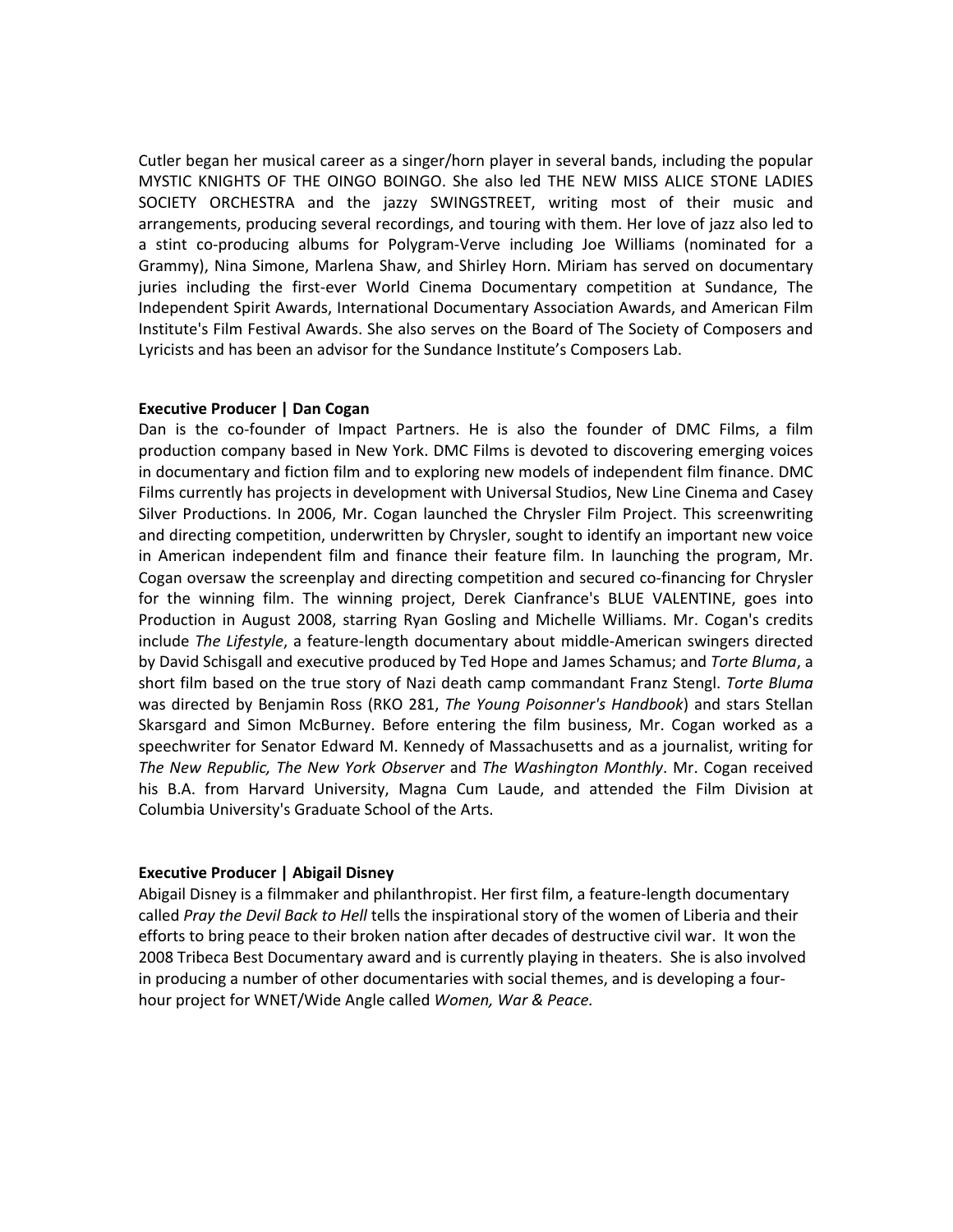Cutler began her musical career as a singer/horn player in several bands, including the popular MYSTIC KNIGHTS OF THE OINGO BOINGO. She also led THE NEW MISS ALICE STONE LADIES SOCIETY ORCHESTRA and the jazzy SWINGSTREET, writing most of their music and arrangements, producing several recordings, and touring with them. Her love of jazz also led to a stint co-producing albums for Polygram-Verve including Joe Williams (nominated for a Grammy), Nina Simone, Marlena Shaw, and Shirley Horn. Miriam has served on documentary juries including the first-ever World Cinema Documentary competition at Sundance, The Independent Spirit Awards, International Documentary Association Awards, and American Film Institute's Film Festival Awards. She also serves on the Board of The Society of Composers and Lyricists and has been an advisor for the Sundance Institute's Composers Lab.

**Executive Producer | Dan Cogan**

Dan is the co-founder of Impact Partners. He is also the founder of DMC Films, a film production company based in New York. DMC Films is devoted to discovering emerging voices in documentary and fiction film and to exploring new models of independent film finance. DMC Films currently has projects in development with Universal Studios, New Line Cinema and Casey Silver Productions. In 2006, Mr. Cogan launched the Chrysler Film Project. This screenwriting and directing competition, underwritten by Chrysler, sought to identify an important new voice in American independent film and finance their feature film. In launching the program, Mr. Cogan oversaw the screenplay and directing competition and secured co-financing for Chrysler for the winning film. The winning project, Derek Cianfrance's BLUE VALENTINE, goes into Production in August 2008, starring Ryan Gosling and Michelle Williams. Mr. Cogan's credits include *The Lifestyle*, a feature-length documentary about middle-American swingers directed by David Schisgall and executive produced by Ted Hope and James Schamus; and *Torte Bluma*, a short film based on the true story of Nazi death camp commandant Franz Stengl. *Torte Bluma* was directed by Benjamin Ross (RKO 281, *The Young Poisonner's Handbook*) and stars Stellan Skarsgard and Simon McBurney. Before entering the film business, Mr. Cogan worked as a speechwriter for Senator Edward M. Kennedy of Massachusetts and as a journalist, writing for *The New Republic, The New York Observer* and *The Washington Monthly*. Mr. Cogan received his B.A. from Harvard University, Magna Cum Laude, and attended the Film Division at Columbia University's Graduate School of the Arts.

**Executive Producer | Abigail Disney**

Abigail Disney is a filmmaker and philanthropist. Her first film, a feature-length documentary called *Pray the Devil Back to Hell* tells the inspirational story of the women of Liberia and their efforts to bring peace to their broken nation after decades of destructive civil war. It won the 2008 Tribeca Best Documentary award and is currently playing in theaters. She is also involved in producing a number of other documentaries with social themes, and is developing a four-hour project for WNET/Wide Angle called *Women, War & Peace.*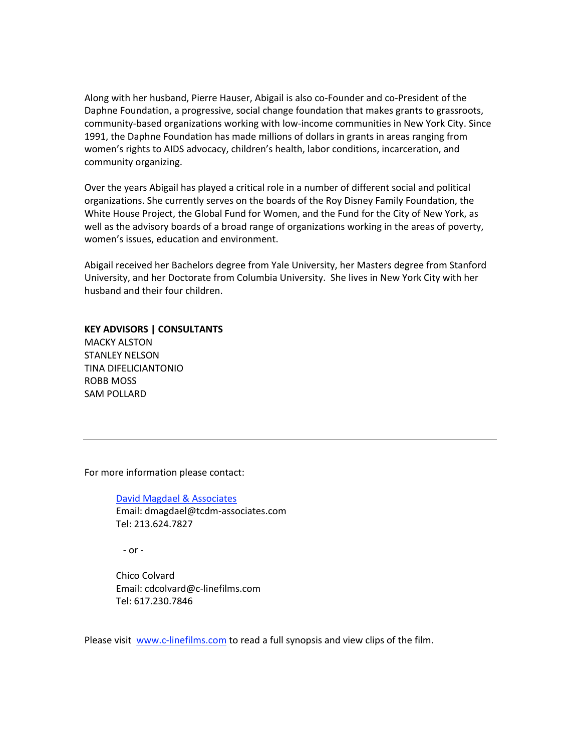Along with her husband, Pierre Hauser, Abigail is also co-Founder and co-President of the Daphne Foundation, a progressive, social change foundation that makes grants to grassroots, community-based organizations working with low-income communities in New York City. Since 1991, the Daphne Foundation has made millions of dollars in grants in areas ranging from women's rights to AIDS advocacy, children's health, labor conditions, incarceration, and community organizing.

Over the years Abigail has played a critical role in a number of different social and political organizations. She currently serves on the boards of the Roy Disney Family Foundation, the White House Project, the Global Fund for Women, and the Fund for the City of New York, as well as the advisory boards of a broad range of organizations working in the areas of poverty, women's issues, education and environment.

Abigail received her Bachelors degree from Yale University, her Masters degree from Stanford University, and her Doctorate from Columbia University. She lives in New York City with her husband and their four children.

**KEY ADVISORS | CONSULTANTS**

MACKY ALSTON
STANLEY NELSON
TINA DIFELICIANTONIO
ROBB MOSS
SAM POLLARD

---

For more information please contact:

> [David Magdael & Associates](#)
> Email: dmagdael@tcdm-associates.com
> Tel: 213.624.7827
>
> \- or -
>
> Chico Colvard
> Email: cdcolvard@c-linefilms.com
> Tel: 617.230.7846

Please visit [www.c-linefilms.com](http://www.c-linefilms.com) to read a full synopsis and view clips of the film.